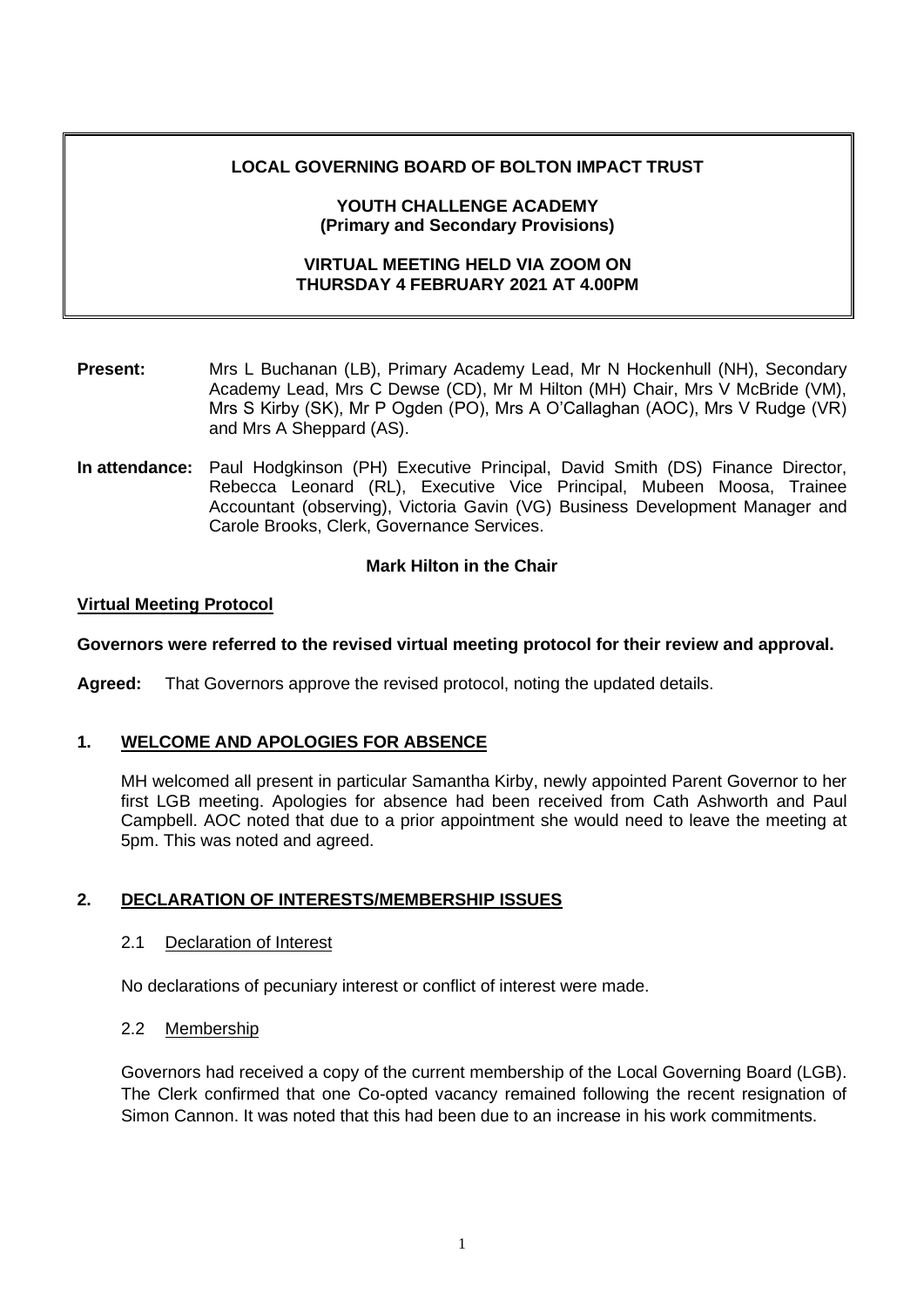**LOCAL GOVERNING BOARD OF BOLTON IMPACT TRUST**

**YOUTH CHALLENGE ACADEMY**
**(Primary and Secondary Provisions)**

**VIRTUAL MEETING HELD VIA ZOOM ON**
**THURSDAY 4 FEBRUARY 2021 AT 4.00PM**

**Present:** Mrs L Buchanan (LB), Primary Academy Lead, Mr N Hockenhull (NH), Secondary Academy Lead, Mrs C Dewse (CD), Mr M Hilton (MH) Chair, Mrs V McBride (VM), Mrs S Kirby (SK), Mr P Ogden (PO), Mrs A O'Callaghan (AOC), Mrs V Rudge (VR) and Mrs A Sheppard (AS).

**In attendance:** Paul Hodgkinson (PH) Executive Principal, David Smith (DS) Finance Director, Rebecca Leonard (RL), Executive Vice Principal, Mubeen Moosa, Trainee Accountant (observing), Victoria Gavin (VG) Business Development Manager and Carole Brooks, Clerk, Governance Services.

**Mark Hilton in the Chair**

**Virtual Meeting Protocol**

**Governors were referred to the revised virtual meeting protocol for their review and approval.**

**Agreed:** That Governors approve the revised protocol, noting the updated details.

## 1. WELCOME AND APOLOGIES FOR ABSENCE

MH welcomed all present in particular Samantha Kirby, newly appointed Parent Governor to her first LGB meeting. Apologies for absence had been received from Cath Ashworth and Paul Campbell. AOC noted that due to a prior appointment she would need to leave the meeting at 5pm. This was noted and agreed.

## 2. DECLARATION OF INTERESTS/MEMBERSHIP ISSUES

### 2.1 Declaration of Interest

No declarations of pecuniary interest or conflict of interest were made.

### 2.2 Membership

Governors had received a copy of the current membership of the Local Governing Board (LGB). The Clerk confirmed that one Co-opted vacancy remained following the recent resignation of Simon Cannon. It was noted that this had been due to an increase in his work commitments.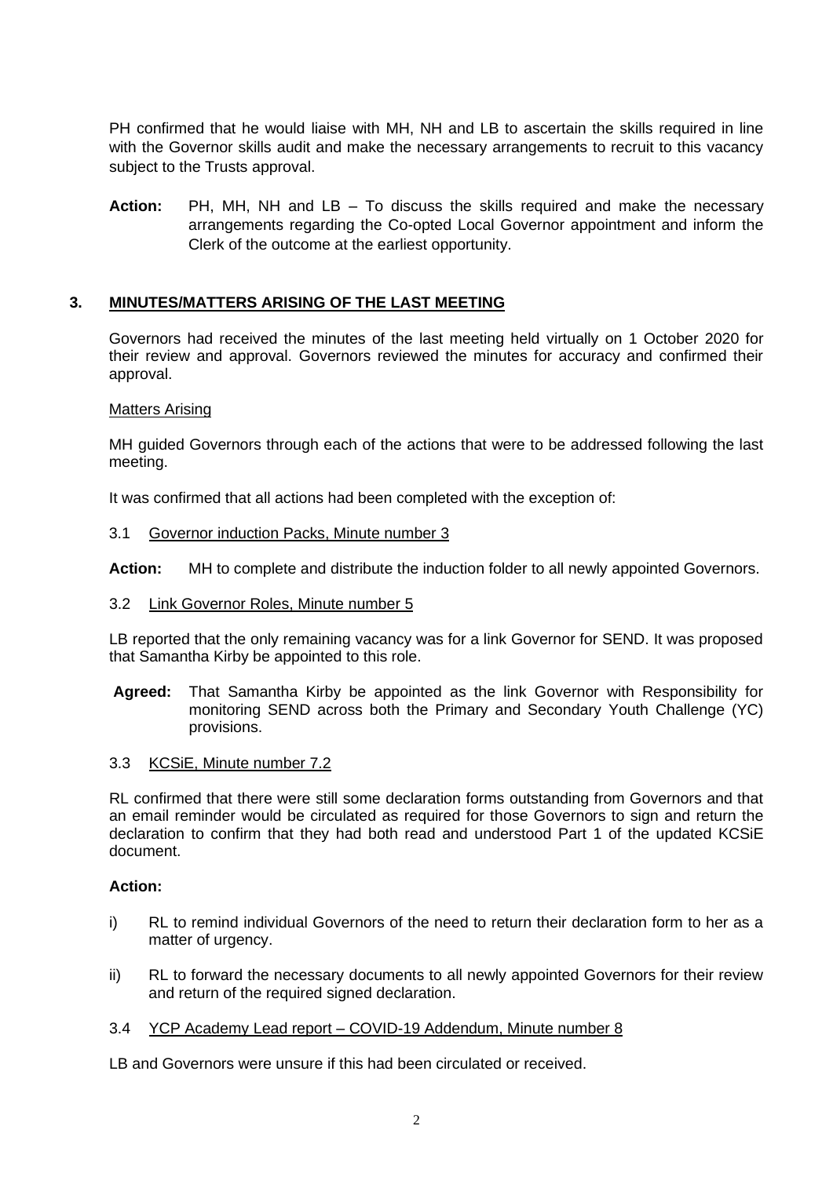PH confirmed that he would liaise with MH, NH and LB to ascertain the skills required in line with the Governor skills audit and make the necessary arrangements to recruit to this vacancy subject to the Trusts approval.

**Action:** PH, MH, NH and LB – To discuss the skills required and make the necessary arrangements regarding the Co-opted Local Governor appointment and inform the Clerk of the outcome at the earliest opportunity.

## 3. MINUTES/MATTERS ARISING OF THE LAST MEETING

Governors had received the minutes of the last meeting held virtually on 1 October 2020 for their review and approval. Governors reviewed the minutes for accuracy and confirmed their approval.

Matters Arising

MH guided Governors through each of the actions that were to be addressed following the last meeting.

It was confirmed that all actions had been completed with the exception of:

### 3.1 Governor induction Packs, Minute number 3

**Action:** MH to complete and distribute the induction folder to all newly appointed Governors.

### 3.2 Link Governor Roles, Minute number 5

LB reported that the only remaining vacancy was for a link Governor for SEND. It was proposed that Samantha Kirby be appointed to this role.

**Agreed:** That Samantha Kirby be appointed as the link Governor with Responsibility for monitoring SEND across both the Primary and Secondary Youth Challenge (YC) provisions.

### 3.3 KCSiE, Minute number 7.2

RL confirmed that there were still some declaration forms outstanding from Governors and that an email reminder would be circulated as required for those Governors to sign and return the declaration to confirm that they had both read and understood Part 1 of the updated KCSiE document.

**Action:**

i) RL to remind individual Governors of the need to return their declaration form to her as a matter of urgency.

ii) RL to forward the necessary documents to all newly appointed Governors for their review and return of the required signed declaration.

### 3.4 YCP Academy Lead report – COVID-19 Addendum, Minute number 8

LB and Governors were unsure if this had been circulated or received.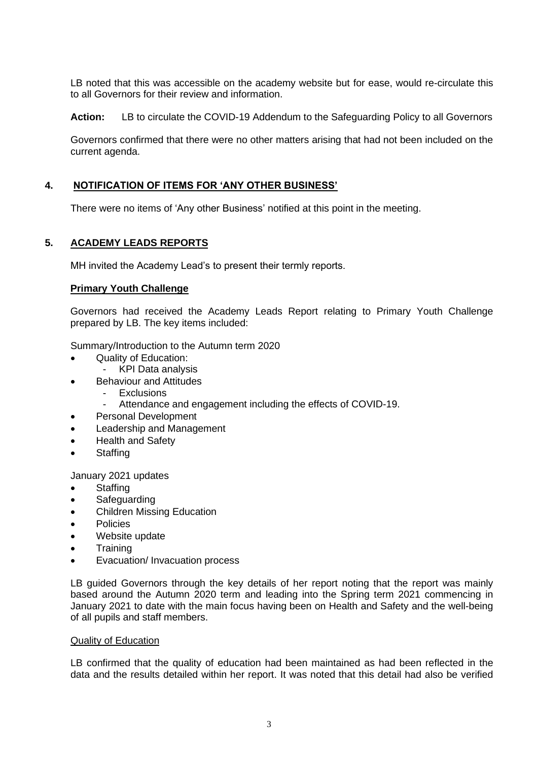LB noted that this was accessible on the academy website but for ease, would re-circulate this to all Governors for their review and information.

**Action:** LB to circulate the COVID-19 Addendum to the Safeguarding Policy to all Governors

Governors confirmed that there were no other matters arising that had not been included on the current agenda.

## 4. NOTIFICATION OF ITEMS FOR 'ANY OTHER BUSINESS'

There were no items of 'Any other Business' notified at this point in the meeting.

## 5. ACADEMY LEADS REPORTS

MH invited the Academy Lead's to present their termly reports.

### Primary Youth Challenge

Governors had received the Academy Leads Report relating to Primary Youth Challenge prepared by LB. The key items included:

Summary/Introduction to the Autumn term 2020

- Quality of Education:
  - KPI Data analysis
- Behaviour and Attitudes
  - Exclusions
  - Attendance and engagement including the effects of COVID-19.
- Personal Development
- Leadership and Management
- Health and Safety
- Staffing

January 2021 updates

- Staffing
- Safeguarding
- Children Missing Education
- Policies
- Website update
- Training
- Evacuation/ Invacuation process

LB guided Governors through the key details of her report noting that the report was mainly based around the Autumn 2020 term and leading into the Spring term 2021 commencing in January 2021 to date with the main focus having been on Health and Safety and the well-being of all pupils and staff members.

Quality of Education

LB confirmed that the quality of education had been maintained as had been reflected in the data and the results detailed within her report. It was noted that this detail had also be verified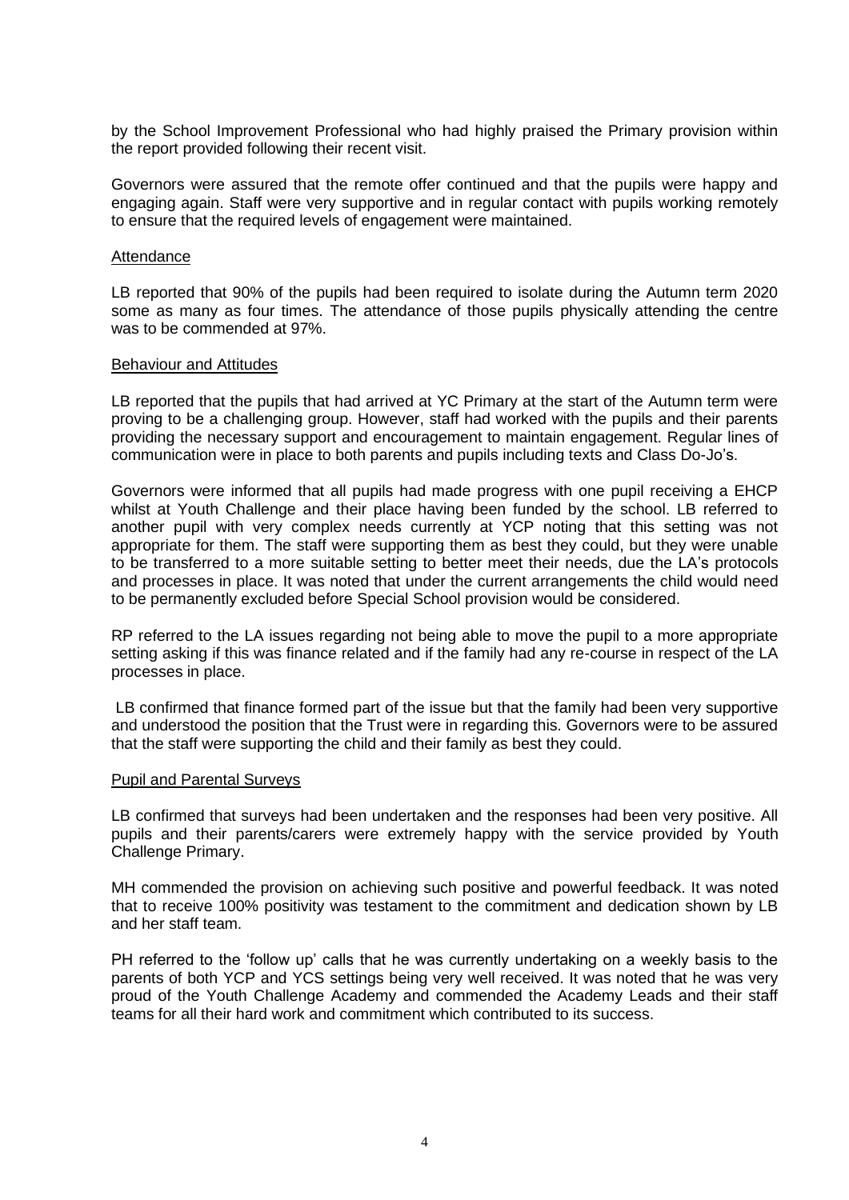by the School Improvement Professional who had highly praised the Primary provision within the report provided following their recent visit.

Governors were assured that the remote offer continued and that the pupils were happy and engaging again. Staff were very supportive and in regular contact with pupils working remotely to ensure that the required levels of engagement were maintained.

<u>Attendance</u>

LB reported that 90% of the pupils had been required to isolate during the Autumn term 2020 some as many as four times. The attendance of those pupils physically attending the centre was to be commended at 97%.

<u>Behaviour and Attitudes</u>

LB reported that the pupils that had arrived at YC Primary at the start of the Autumn term were proving to be a challenging group. However, staff had worked with the pupils and their parents providing the necessary support and encouragement to maintain engagement. Regular lines of communication were in place to both parents and pupils including texts and Class Do-Jo's.

Governors were informed that all pupils had made progress with one pupil receiving a EHCP whilst at Youth Challenge and their place having been funded by the school. LB referred to another pupil with very complex needs currently at YCP noting that this setting was not appropriate for them. The staff were supporting them as best they could, but they were unable to be transferred to a more suitable setting to better meet their needs, due the LA's protocols and processes in place. It was noted that under the current arrangements the child would need to be permanently excluded before Special School provision would be considered.

RP referred to the LA issues regarding not being able to move the pupil to a more appropriate setting asking if this was finance related and if the family had any re-course in respect of the LA processes in place.

LB confirmed that finance formed part of the issue but that the family had been very supportive and understood the position that the Trust were in regarding this. Governors were to be assured that the staff were supporting the child and their family as best they could.

<u>Pupil and Parental Surveys</u>

LB confirmed that surveys had been undertaken and the responses had been very positive. All pupils and their parents/carers were extremely happy with the service provided by Youth Challenge Primary.

MH commended the provision on achieving such positive and powerful feedback. It was noted that to receive 100% positivity was testament to the commitment and dedication shown by LB and her staff team.

PH referred to the 'follow up' calls that he was currently undertaking on a weekly basis to the parents of both YCP and YCS settings being very well received. It was noted that he was very proud of the Youth Challenge Academy and commended the Academy Leads and their staff teams for all their hard work and commitment which contributed to its success.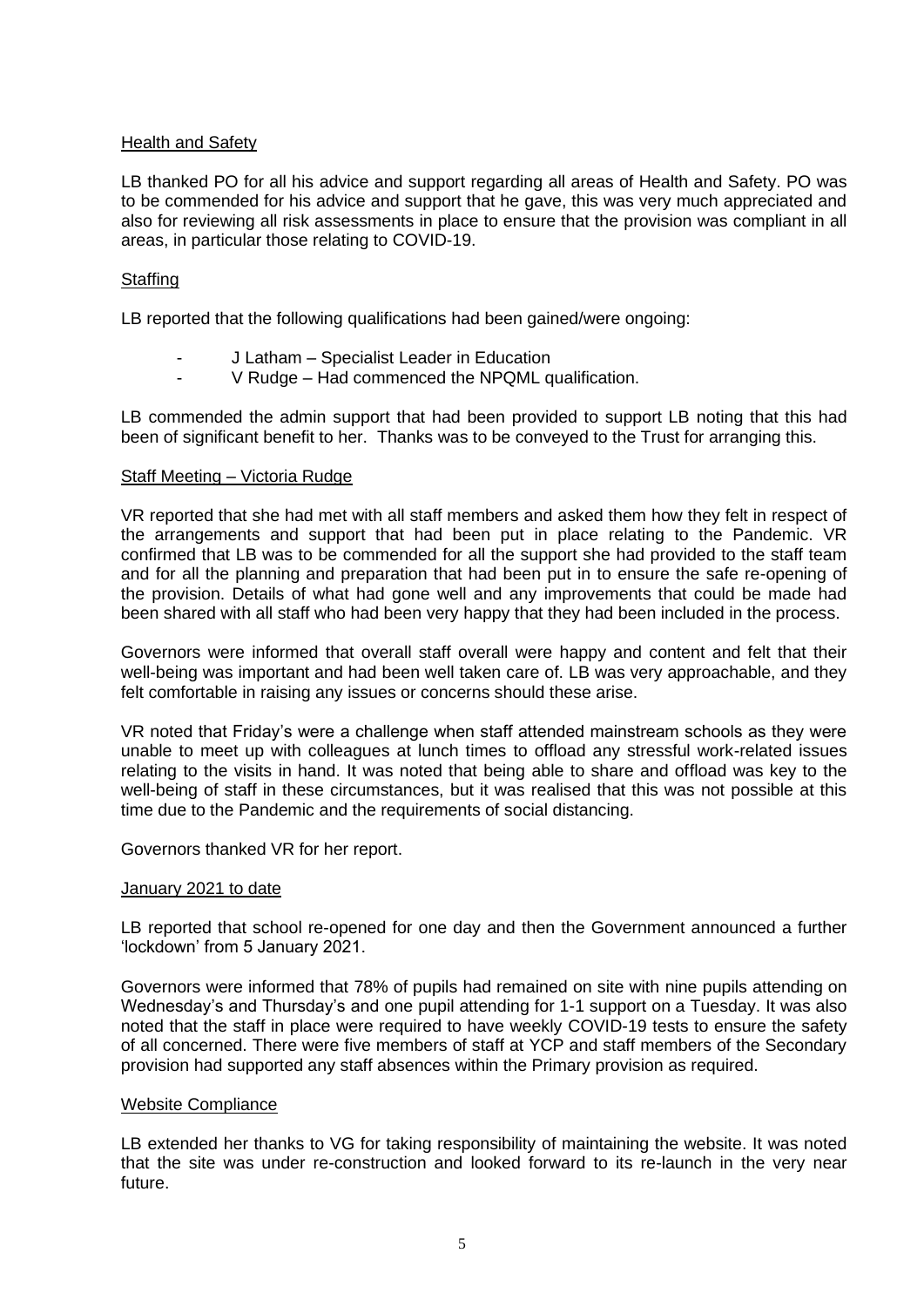Health and Safety

LB thanked PO for all his advice and support regarding all areas of Health and Safety. PO was to be commended for his advice and support that he gave, this was very much appreciated and also for reviewing all risk assessments in place to ensure that the provision was compliant in all areas, in particular those relating to COVID-19.

Staffing

LB reported that the following qualifications had been gained/were ongoing:

- J Latham – Specialist Leader in Education
- V Rudge – Had commenced the NPQML qualification.

LB commended the admin support that had been provided to support LB noting that this had been of significant benefit to her. Thanks was to be conveyed to the Trust for arranging this.

Staff Meeting – Victoria Rudge

VR reported that she had met with all staff members and asked them how they felt in respect of the arrangements and support that had been put in place relating to the Pandemic. VR confirmed that LB was to be commended for all the support she had provided to the staff team and for all the planning and preparation that had been put in to ensure the safe re-opening of the provision. Details of what had gone well and any improvements that could be made had been shared with all staff who had been very happy that they had been included in the process.

Governors were informed that overall staff overall were happy and content and felt that their well-being was important and had been well taken care of. LB was very approachable, and they felt comfortable in raising any issues or concerns should these arise.

VR noted that Friday's were a challenge when staff attended mainstream schools as they were unable to meet up with colleagues at lunch times to offload any stressful work-related issues relating to the visits in hand. It was noted that being able to share and offload was key to the well-being of staff in these circumstances, but it was realised that this was not possible at this time due to the Pandemic and the requirements of social distancing.

Governors thanked VR for her report.

January 2021 to date

LB reported that school re-opened for one day and then the Government announced a further 'lockdown' from 5 January 2021.

Governors were informed that 78% of pupils had remained on site with nine pupils attending on Wednesday's and Thursday's and one pupil attending for 1-1 support on a Tuesday. It was also noted that the staff in place were required to have weekly COVID-19 tests to ensure the safety of all concerned. There were five members of staff at YCP and staff members of the Secondary provision had supported any staff absences within the Primary provision as required.

Website Compliance

LB extended her thanks to VG for taking responsibility of maintaining the website. It was noted that the site was under re-construction and looked forward to its re-launch in the very near future.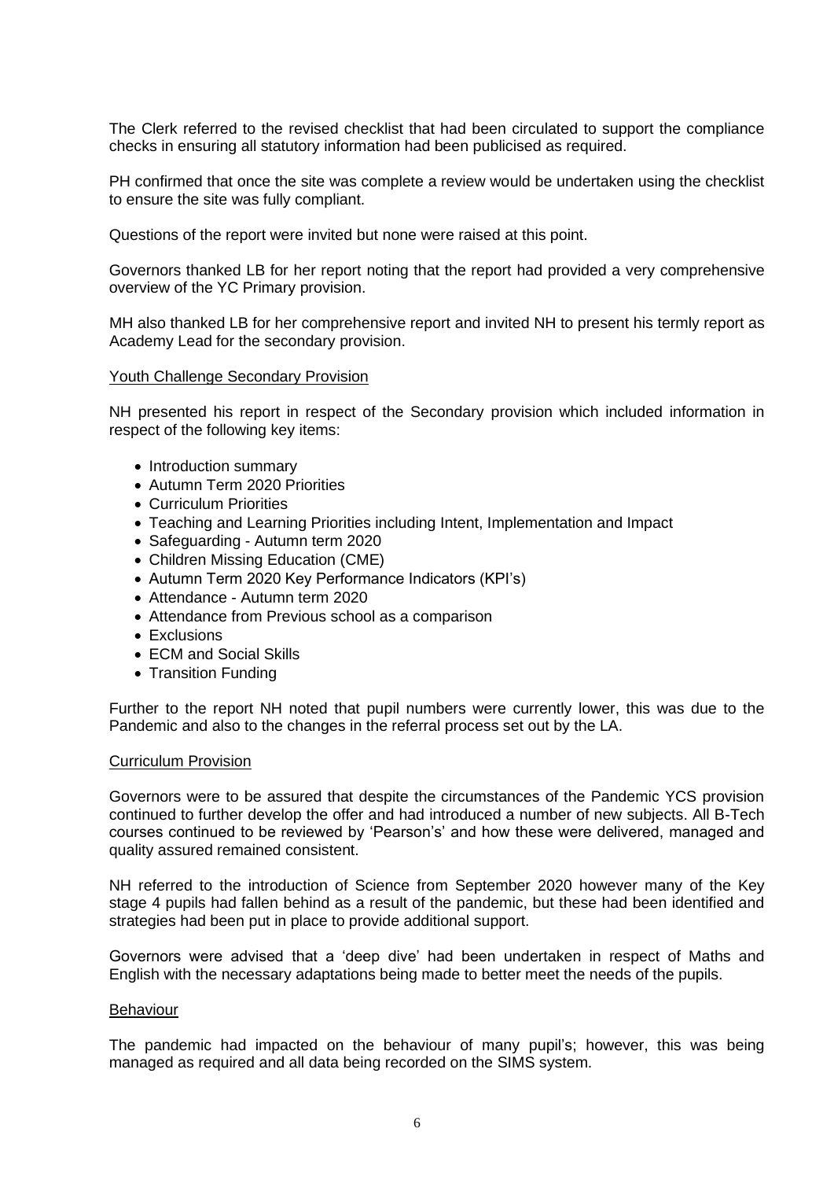The Clerk referred to the revised checklist that had been circulated to support the compliance checks in ensuring all statutory information had been publicised as required.

PH confirmed that once the site was complete a review would be undertaken using the checklist to ensure the site was fully compliant.

Questions of the report were invited but none were raised at this point.

Governors thanked LB for her report noting that the report had provided a very comprehensive overview of the YC Primary provision.

MH also thanked LB for her comprehensive report and invited NH to present his termly report as Academy Lead for the secondary provision.

<u>Youth Challenge Secondary Provision</u>

NH presented his report in respect of the Secondary provision which included information in respect of the following key items:

- Introduction summary
- Autumn Term 2020 Priorities
- Curriculum Priorities
- Teaching and Learning Priorities including Intent, Implementation and Impact
- Safeguarding - Autumn term 2020
- Children Missing Education (CME)
- Autumn Term 2020 Key Performance Indicators (KPI's)
- Attendance - Autumn term 2020
- Attendance from Previous school as a comparison
- Exclusions
- ECM and Social Skills
- Transition Funding

Further to the report NH noted that pupil numbers were currently lower, this was due to the Pandemic and also to the changes in the referral process set out by the LA.

<u>Curriculum Provision</u>

Governors were to be assured that despite the circumstances of the Pandemic YCS provision continued to further develop the offer and had introduced a number of new subjects. All B-Tech courses continued to be reviewed by 'Pearson's' and how these were delivered, managed and quality assured remained consistent.

NH referred to the introduction of Science from September 2020 however many of the Key stage 4 pupils had fallen behind as a result of the pandemic, but these had been identified and strategies had been put in place to provide additional support.

Governors were advised that a 'deep dive' had been undertaken in respect of Maths and English with the necessary adaptations being made to better meet the needs of the pupils.

<u>Behaviour</u>

The pandemic had impacted on the behaviour of many pupil's; however, this was being managed as required and all data being recorded on the SIMS system.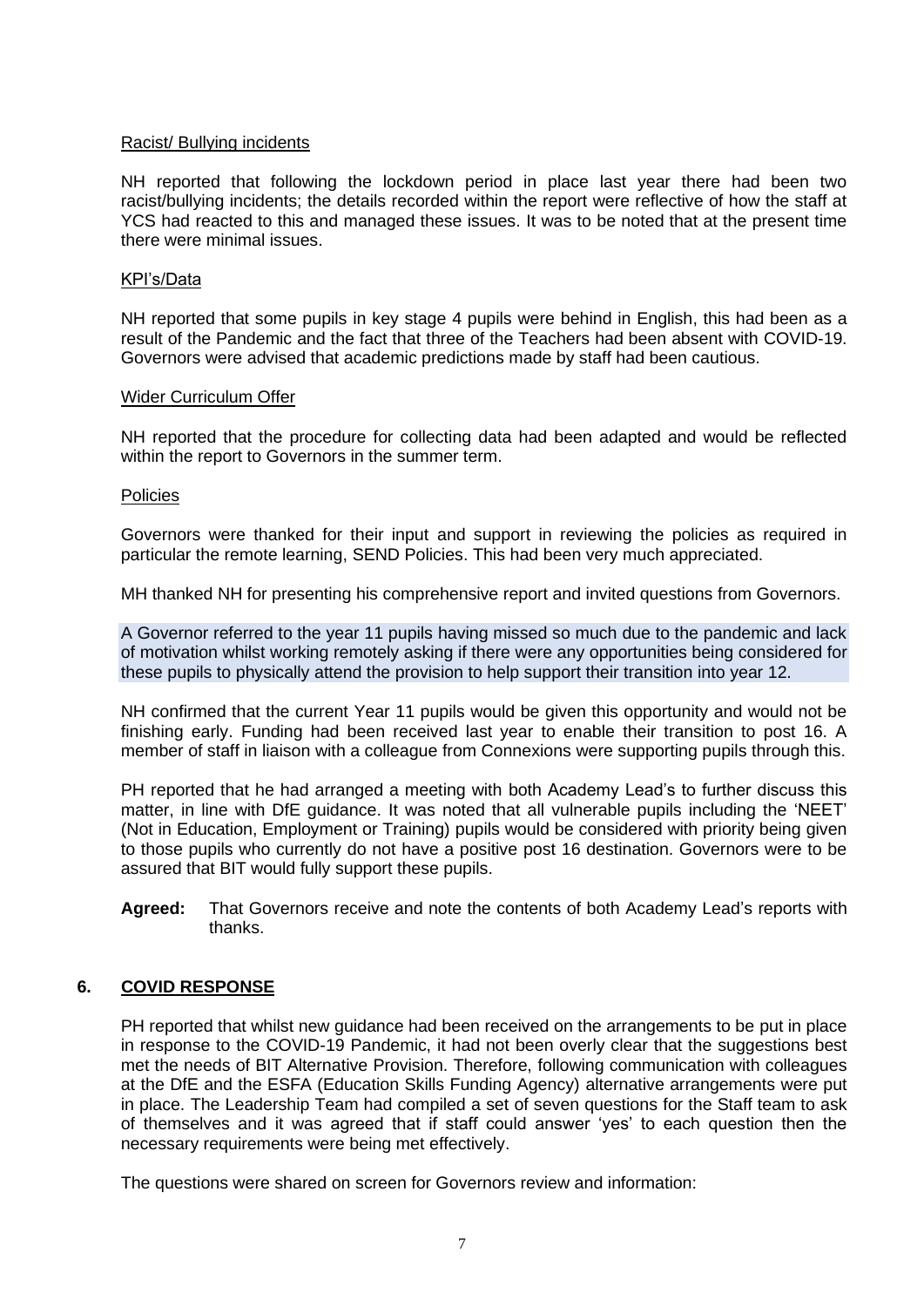Racist/ Bullying incidents

NH reported that following the lockdown period in place last year there had been two racist/bullying incidents; the details recorded within the report were reflective of how the staff at YCS had reacted to this and managed these issues. It was to be noted that at the present time there were minimal issues.

KPI's/Data

NH reported that some pupils in key stage 4 pupils were behind in English, this had been as a result of the Pandemic and the fact that three of the Teachers had been absent with COVID-19. Governors were advised that academic predictions made by staff had been cautious.

Wider Curriculum Offer

NH reported that the procedure for collecting data had been adapted and would be reflected within the report to Governors in the summer term.

Policies

Governors were thanked for their input and support in reviewing the policies as required in particular the remote learning, SEND Policies. This had been very much appreciated.

MH thanked NH for presenting his comprehensive report and invited questions from Governors.

A Governor referred to the year 11 pupils having missed so much due to the pandemic and lack of motivation whilst working remotely asking if there were any opportunities being considered for these pupils to physically attend the provision to help support their transition into year 12.

NH confirmed that the current Year 11 pupils would be given this opportunity and would not be finishing early. Funding had been received last year to enable their transition to post 16. A member of staff in liaison with a colleague from Connexions were supporting pupils through this.

PH reported that he had arranged a meeting with both Academy Lead's to further discuss this matter, in line with DfE guidance. It was noted that all vulnerable pupils including the 'NEET' (Not in Education, Employment or Training) pupils would be considered with priority being given to those pupils who currently do not have a positive post 16 destination. Governors were to be assured that BIT would fully support these pupils.

**Agreed:** That Governors receive and note the contents of both Academy Lead's reports with thanks.

## 6. COVID RESPONSE

PH reported that whilst new guidance had been received on the arrangements to be put in place in response to the COVID-19 Pandemic, it had not been overly clear that the suggestions best met the needs of BIT Alternative Provision. Therefore, following communication with colleagues at the DfE and the ESFA (Education Skills Funding Agency) alternative arrangements were put in place. The Leadership Team had compiled a set of seven questions for the Staff team to ask of themselves and it was agreed that if staff could answer 'yes' to each question then the necessary requirements were being met effectively.

The questions were shared on screen for Governors review and information: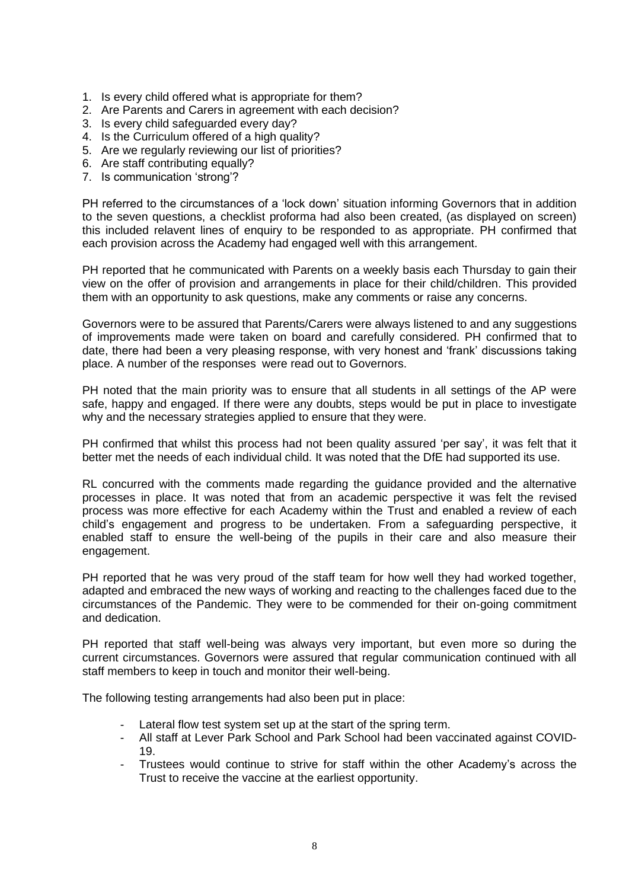1. Is every child offered what is appropriate for them?
2. Are Parents and Carers in agreement with each decision?
3. Is every child safeguarded every day?
4. Is the Curriculum offered of a high quality?
5. Are we regularly reviewing our list of priorities?
6. Are staff contributing equally?
7. Is communication 'strong'?

PH referred to the circumstances of a 'lock down' situation informing Governors that in addition to the seven questions, a checklist proforma had also been created, (as displayed on screen) this included relavent lines of enquiry to be responded to as appropriate. PH confirmed that each provision across the Academy had engaged well with this arrangement.

PH reported that he communicated with Parents on a weekly basis each Thursday to gain their view on the offer of provision and arrangements in place for their child/children. This provided them with an opportunity to ask questions, make any comments or raise any concerns.

Governors were to be assured that Parents/Carers were always listened to and any suggestions of improvements made were taken on board and carefully considered. PH confirmed that to date, there had been a very pleasing response, with very honest and 'frank' discussions taking place. A number of the responses were read out to Governors.

PH noted that the main priority was to ensure that all students in all settings of the AP were safe, happy and engaged. If there were any doubts, steps would be put in place to investigate why and the necessary strategies applied to ensure that they were.

PH confirmed that whilst this process had not been quality assured 'per say', it was felt that it better met the needs of each individual child. It was noted that the DfE had supported its use.

RL concurred with the comments made regarding the guidance provided and the alternative processes in place. It was noted that from an academic perspective it was felt the revised process was more effective for each Academy within the Trust and enabled a review of each child's engagement and progress to be undertaken. From a safeguarding perspective, it enabled staff to ensure the well-being of the pupils in their care and also measure their engagement.

PH reported that he was very proud of the staff team for how well they had worked together, adapted and embraced the new ways of working and reacting to the challenges faced due to the circumstances of the Pandemic. They were to be commended for their on-going commitment and dedication.

PH reported that staff well-being was always very important, but even more so during the current circumstances. Governors were assured that regular communication continued with all staff members to keep in touch and monitor their well-being.

The following testing arrangements had also been put in place:

- Lateral flow test system set up at the start of the spring term.
- All staff at Lever Park School and Park School had been vaccinated against COVID-19.
- Trustees would continue to strive for staff within the other Academy's across the Trust to receive the vaccine at the earliest opportunity.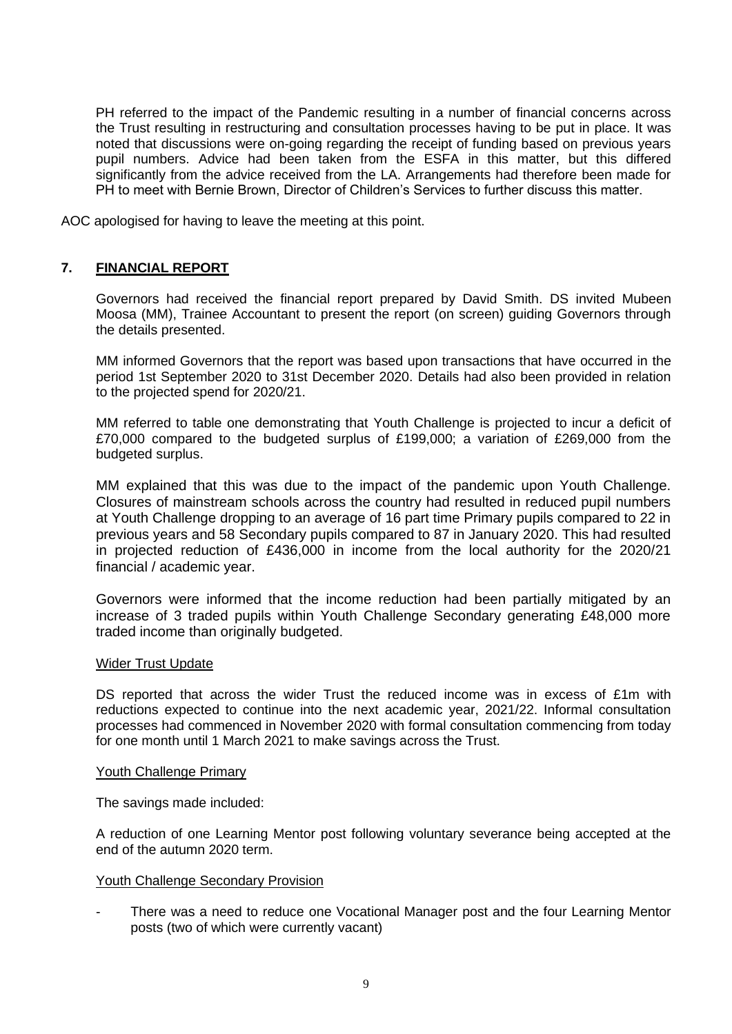PH referred to the impact of the Pandemic resulting in a number of financial concerns across the Trust resulting in restructuring and consultation processes having to be put in place. It was noted that discussions were on-going regarding the receipt of funding based on previous years pupil numbers. Advice had been taken from the ESFA in this matter, but this differed significantly from the advice received from the LA. Arrangements had therefore been made for PH to meet with Bernie Brown, Director of Children's Services to further discuss this matter.

AOC apologised for having to leave the meeting at this point.

## 7. FINANCIAL REPORT

Governors had received the financial report prepared by David Smith. DS invited Mubeen Moosa (MM), Trainee Accountant to present the report (on screen) guiding Governors through the details presented.

MM informed Governors that the report was based upon transactions that have occurred in the period 1st September 2020 to 31st December 2020. Details had also been provided in relation to the projected spend for 2020/21.

MM referred to table one demonstrating that Youth Challenge is projected to incur a deficit of £70,000 compared to the budgeted surplus of £199,000; a variation of £269,000 from the budgeted surplus.

MM explained that this was due to the impact of the pandemic upon Youth Challenge. Closures of mainstream schools across the country had resulted in reduced pupil numbers at Youth Challenge dropping to an average of 16 part time Primary pupils compared to 22 in previous years and 58 Secondary pupils compared to 87 in January 2020. This had resulted in projected reduction of £436,000 in income from the local authority for the 2020/21 financial / academic year.

Governors were informed that the income reduction had been partially mitigated by an increase of 3 traded pupils within Youth Challenge Secondary generating £48,000 more traded income than originally budgeted.

Wider Trust Update

DS reported that across the wider Trust the reduced income was in excess of £1m with reductions expected to continue into the next academic year, 2021/22. Informal consultation processes had commenced in November 2020 with formal consultation commencing from today for one month until 1 March 2021 to make savings across the Trust.

Youth Challenge Primary

The savings made included:

A reduction of one Learning Mentor post following voluntary severance being accepted at the end of the autumn 2020 term.

Youth Challenge Secondary Provision

- There was a need to reduce one Vocational Manager post and the four Learning Mentor posts (two of which were currently vacant)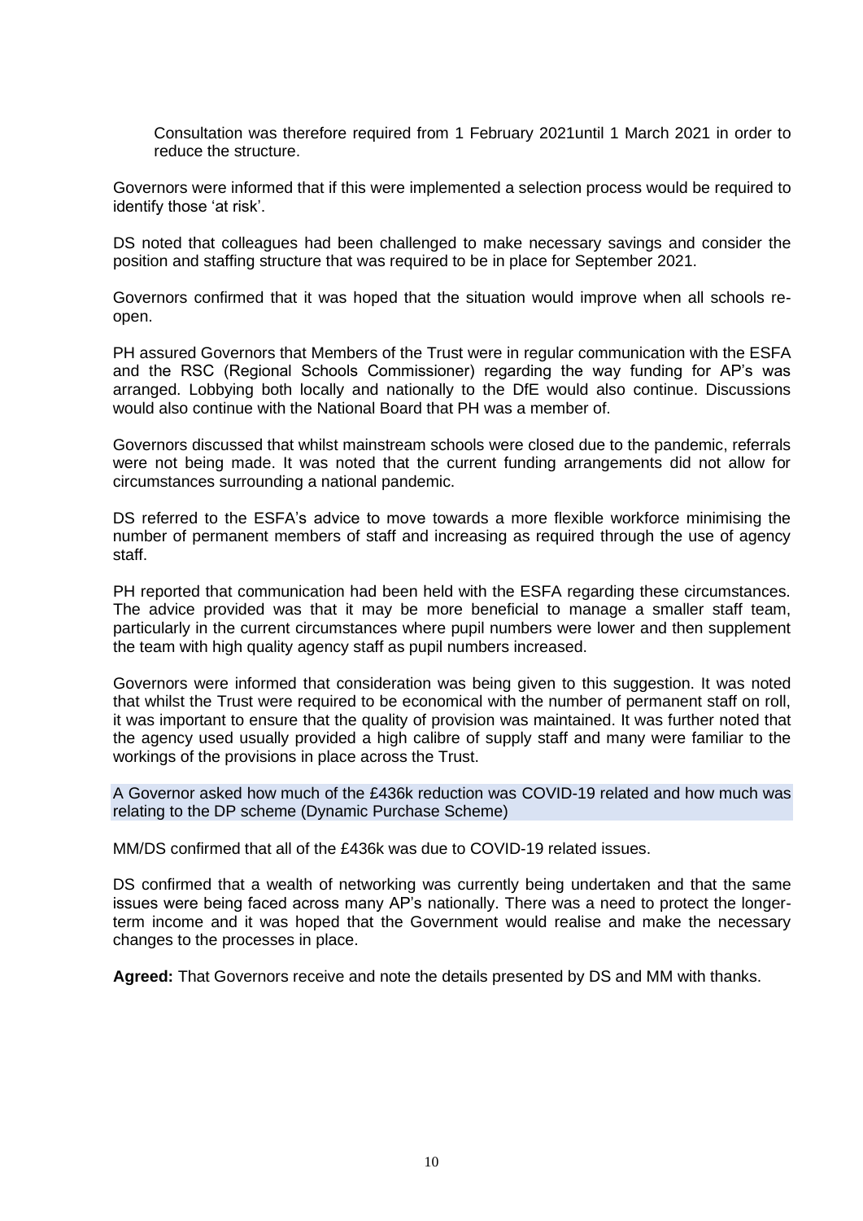Consultation was therefore required from 1 February 2021until 1 March 2021 in order to reduce the structure.

Governors were informed that if this were implemented a selection process would be required to identify those 'at risk'.

DS noted that colleagues had been challenged to make necessary savings and consider the position and staffing structure that was required to be in place for September 2021.

Governors confirmed that it was hoped that the situation would improve when all schools re-open.

PH assured Governors that Members of the Trust were in regular communication with the ESFA and the RSC (Regional Schools Commissioner) regarding the way funding for AP's was arranged. Lobbying both locally and nationally to the DfE would also continue. Discussions would also continue with the National Board that PH was a member of.

Governors discussed that whilst mainstream schools were closed due to the pandemic, referrals were not being made. It was noted that the current funding arrangements did not allow for circumstances surrounding a national pandemic.

DS referred to the ESFA's advice to move towards a more flexible workforce minimising the number of permanent members of staff and increasing as required through the use of agency staff.

PH reported that communication had been held with the ESFA regarding these circumstances. The advice provided was that it may be more beneficial to manage a smaller staff team, particularly in the current circumstances where pupil numbers were lower and then supplement the team with high quality agency staff as pupil numbers increased.

Governors were informed that consideration was being given to this suggestion. It was noted that whilst the Trust were required to be economical with the number of permanent staff on roll, it was important to ensure that the quality of provision was maintained. It was further noted that the agency used usually provided a high calibre of supply staff and many were familiar to the workings of the provisions in place across the Trust.

A Governor asked how much of the £436k reduction was COVID-19 related and how much was relating to the DP scheme (Dynamic Purchase Scheme)

MM/DS confirmed that all of the £436k was due to COVID-19 related issues.

DS confirmed that a wealth of networking was currently being undertaken and that the same issues were being faced across many AP's nationally. There was a need to protect the longer-term income and it was hoped that the Government would realise and make the necessary changes to the processes in place.

**Agreed:** That Governors receive and note the details presented by DS and MM with thanks.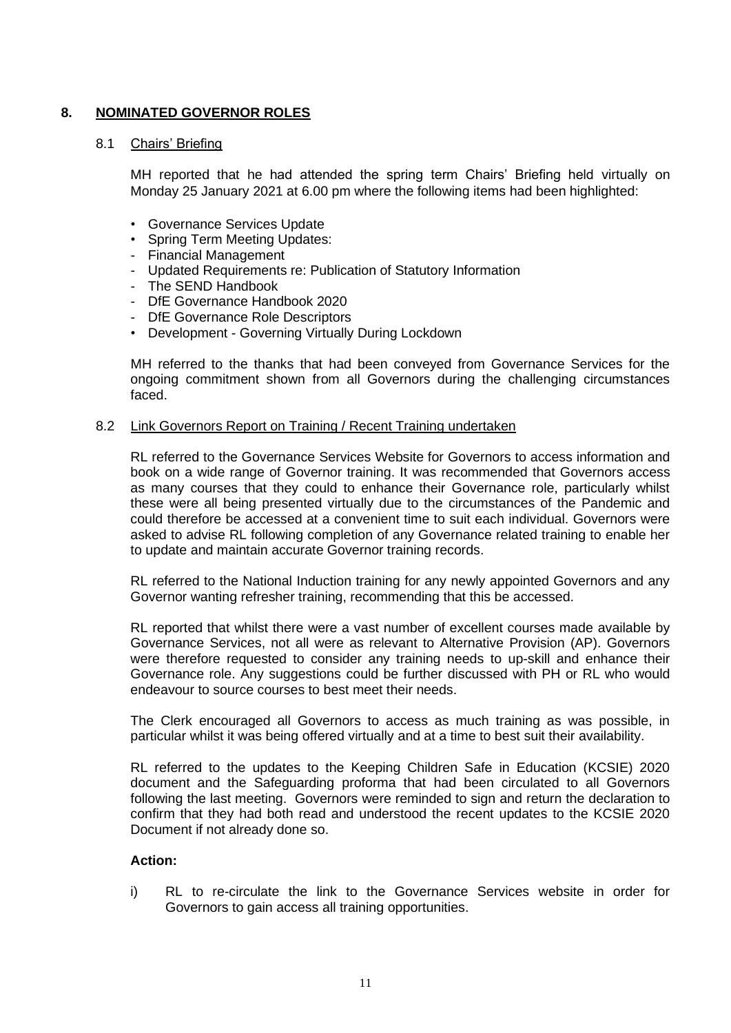## 8. NOMINATED GOVERNOR ROLES

### 8.1 Chairs' Briefing

MH reported that he had attended the spring term Chairs' Briefing held virtually on Monday 25 January 2021 at 6.00 pm where the following items had been highlighted:

- Governance Services Update
- Spring Term Meeting Updates:
  - Financial Management
  - Updated Requirements re: Publication of Statutory Information
  - The SEND Handbook
  - DfE Governance Handbook 2020
  - DfE Governance Role Descriptors
- Development - Governing Virtually During Lockdown

MH referred to the thanks that had been conveyed from Governance Services for the ongoing commitment shown from all Governors during the challenging circumstances faced.

### 8.2 Link Governors Report on Training / Recent Training undertaken

RL referred to the Governance Services Website for Governors to access information and book on a wide range of Governor training. It was recommended that Governors access as many courses that they could to enhance their Governance role, particularly whilst these were all being presented virtually due to the circumstances of the Pandemic and could therefore be accessed at a convenient time to suit each individual. Governors were asked to advise RL following completion of any Governance related training to enable her to update and maintain accurate Governor training records.

RL referred to the National Induction training for any newly appointed Governors and any Governor wanting refresher training, recommending that this be accessed.

RL reported that whilst there were a vast number of excellent courses made available by Governance Services, not all were as relevant to Alternative Provision (AP). Governors were therefore requested to consider any training needs to up-skill and enhance their Governance role. Any suggestions could be further discussed with PH or RL who would endeavour to source courses to best meet their needs.

The Clerk encouraged all Governors to access as much training as was possible, in particular whilst it was being offered virtually and at a time to best suit their availability.

RL referred to the updates to the Keeping Children Safe in Education (KCSIE) 2020 document and the Safeguarding proforma that had been circulated to all Governors following the last meeting. Governors were reminded to sign and return the declaration to confirm that they had both read and understood the recent updates to the KCSIE 2020 Document if not already done so.

**Action:**

i) RL to re-circulate the link to the Governance Services website in order for Governors to gain access all training opportunities.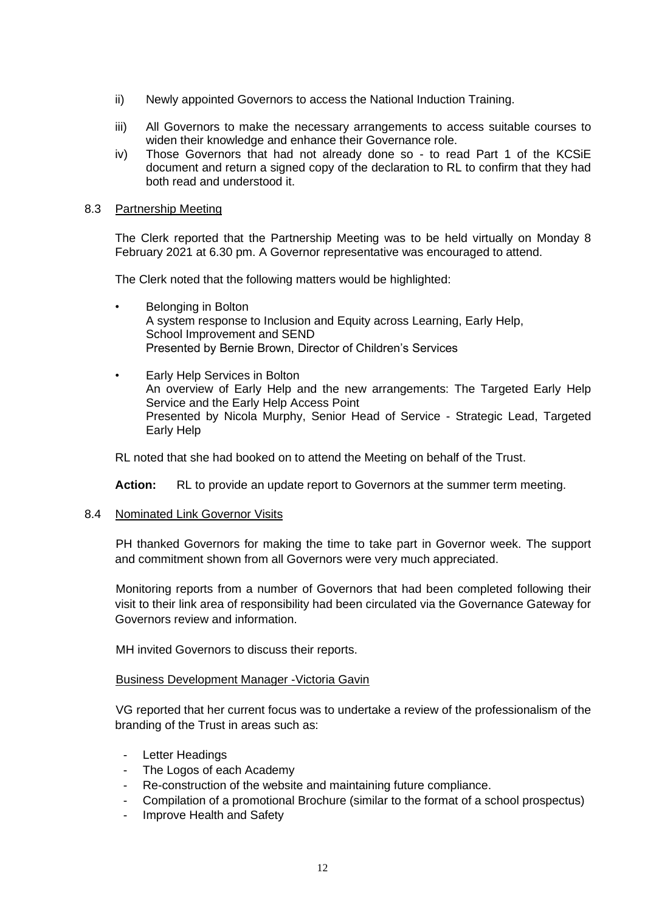ii) Newly appointed Governors to access the National Induction Training.

iii) All Governors to make the necessary arrangements to access suitable courses to widen their knowledge and enhance their Governance role.

iv) Those Governors that had not already done so - to read Part 1 of the KCSiE document and return a signed copy of the declaration to RL to confirm that they had both read and understood it.

8.3 <u>Partnership Meeting</u>

The Clerk reported that the Partnership Meeting was to be held virtually on Monday 8 February 2021 at 6.30 pm. A Governor representative was encouraged to attend.

The Clerk noted that the following matters would be highlighted:

- Belonging in Bolton
  A system response to Inclusion and Equity across Learning, Early Help, School Improvement and SEND
  Presented by Bernie Brown, Director of Children's Services

- Early Help Services in Bolton
  An overview of Early Help and the new arrangements: The Targeted Early Help Service and the Early Help Access Point
  Presented by Nicola Murphy, Senior Head of Service - Strategic Lead, Targeted Early Help

RL noted that she had booked on to attend the Meeting on behalf of the Trust.

**Action:** RL to provide an update report to Governors at the summer term meeting.

8.4 <u>Nominated Link Governor Visits</u>

PH thanked Governors for making the time to take part in Governor week. The support and commitment shown from all Governors were very much appreciated.

Monitoring reports from a number of Governors that had been completed following their visit to their link area of responsibility had been circulated via the Governance Gateway for Governors review and information.

MH invited Governors to discuss their reports.

<u>Business Development Manager -Victoria Gavin</u>

VG reported that her current focus was to undertake a review of the professionalism of the branding of the Trust in areas such as:

- Letter Headings
- The Logos of each Academy
- Re-construction of the website and maintaining future compliance.
- Compilation of a promotional Brochure (similar to the format of a school prospectus)
- Improve Health and Safety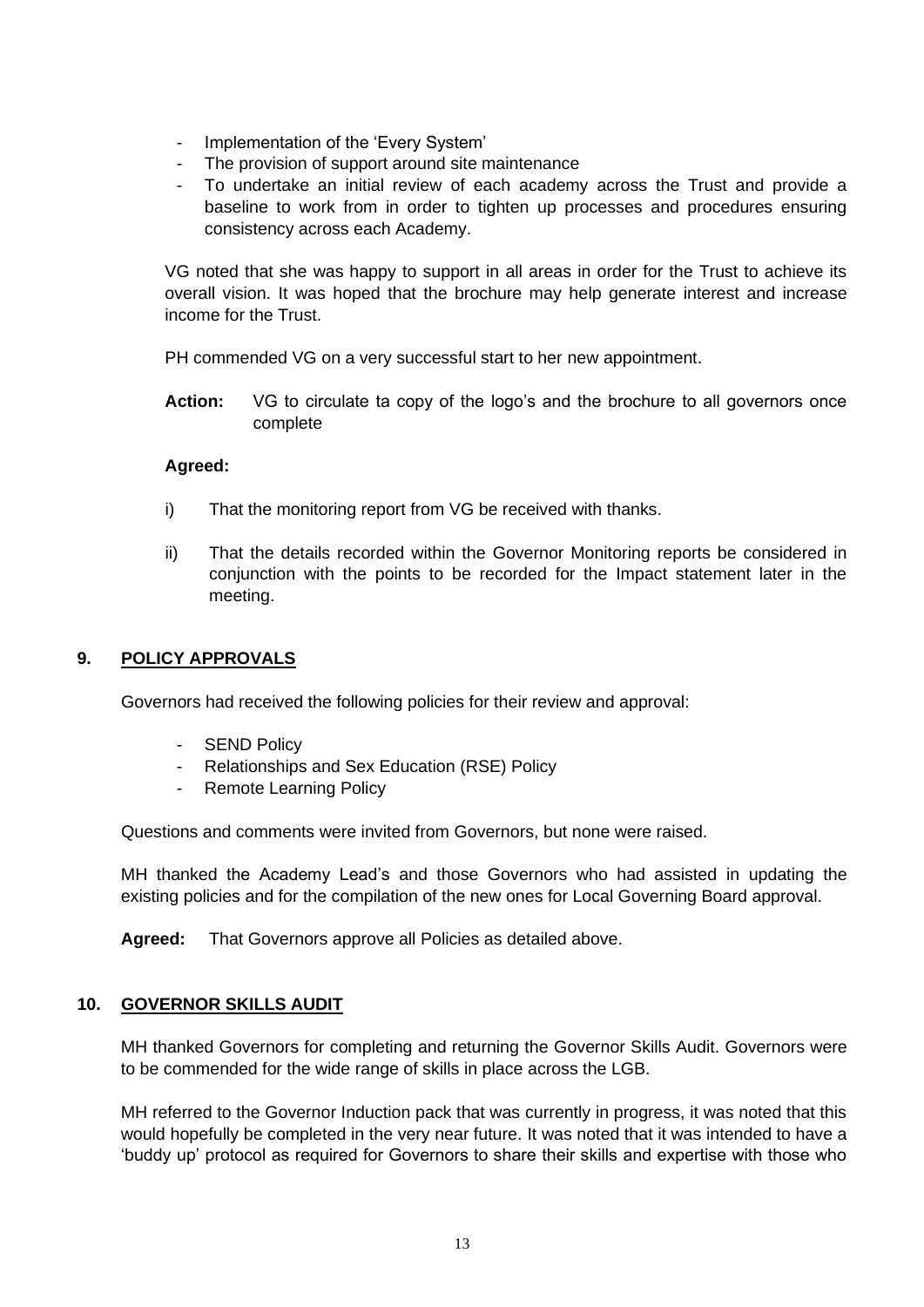- Implementation of the 'Every System'
- The provision of support around site maintenance
- To undertake an initial review of each academy across the Trust and provide a baseline to work from in order to tighten up processes and procedures ensuring consistency across each Academy.

VG noted that she was happy to support in all areas in order for the Trust to achieve its overall vision. It was hoped that the brochure may help generate interest and increase income for the Trust.

PH commended VG on a very successful start to her new appointment.

**Action:** VG to circulate ta copy of the logo's and the brochure to all governors once complete

**Agreed:**

i) That the monitoring report from VG be received with thanks.

ii) That the details recorded within the Governor Monitoring reports be considered in conjunction with the points to be recorded for the Impact statement later in the meeting.

## 9. POLICY APPROVALS

Governors had received the following policies for their review and approval:

- SEND Policy
- Relationships and Sex Education (RSE) Policy
- Remote Learning Policy

Questions and comments were invited from Governors, but none were raised.

MH thanked the Academy Lead's and those Governors who had assisted in updating the existing policies and for the compilation of the new ones for Local Governing Board approval.

**Agreed:** That Governors approve all Policies as detailed above.

## 10. GOVERNOR SKILLS AUDIT

MH thanked Governors for completing and returning the Governor Skills Audit. Governors were to be commended for the wide range of skills in place across the LGB.

MH referred to the Governor Induction pack that was currently in progress, it was noted that this would hopefully be completed in the very near future. It was noted that it was intended to have a 'buddy up' protocol as required for Governors to share their skills and expertise with those who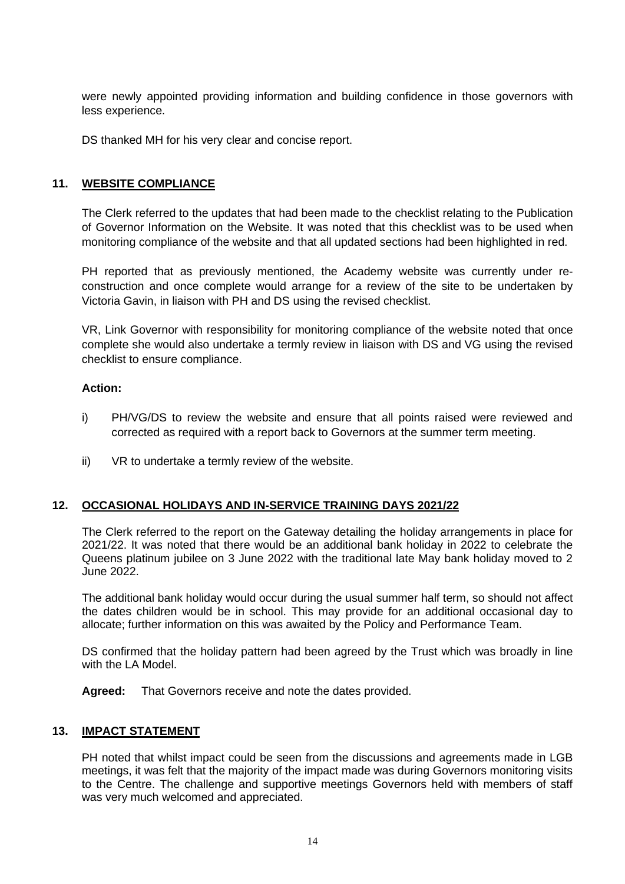were newly appointed providing information and building confidence in those governors with less experience.

DS thanked MH for his very clear and concise report.

## 11. WEBSITE COMPLIANCE

The Clerk referred to the updates that had been made to the checklist relating to the Publication of Governor Information on the Website. It was noted that this checklist was to be used when monitoring compliance of the website and that all updated sections had been highlighted in red.

PH reported that as previously mentioned, the Academy website was currently under re-construction and once complete would arrange for a review of the site to be undertaken by Victoria Gavin, in liaison with PH and DS using the revised checklist.

VR, Link Governor with responsibility for monitoring compliance of the website noted that once complete she would also undertake a termly review in liaison with DS and VG using the revised checklist to ensure compliance.

**Action:**

i) PH/VG/DS to review the website and ensure that all points raised were reviewed and corrected as required with a report back to Governors at the summer term meeting.

ii) VR to undertake a termly review of the website.

## 12. OCCASIONAL HOLIDAYS AND IN-SERVICE TRAINING DAYS 2021/22

The Clerk referred to the report on the Gateway detailing the holiday arrangements in place for 2021/22. It was noted that there would be an additional bank holiday in 2022 to celebrate the Queens platinum jubilee on 3 June 2022 with the traditional late May bank holiday moved to 2 June 2022.

The additional bank holiday would occur during the usual summer half term, so should not affect the dates children would be in school. This may provide for an additional occasional day to allocate; further information on this was awaited by the Policy and Performance Team.

DS confirmed that the holiday pattern had been agreed by the Trust which was broadly in line with the LA Model.

**Agreed:** That Governors receive and note the dates provided.

## 13. IMPACT STATEMENT

PH noted that whilst impact could be seen from the discussions and agreements made in LGB meetings, it was felt that the majority of the impact made was during Governors monitoring visits to the Centre. The challenge and supportive meetings Governors held with members of staff was very much welcomed and appreciated.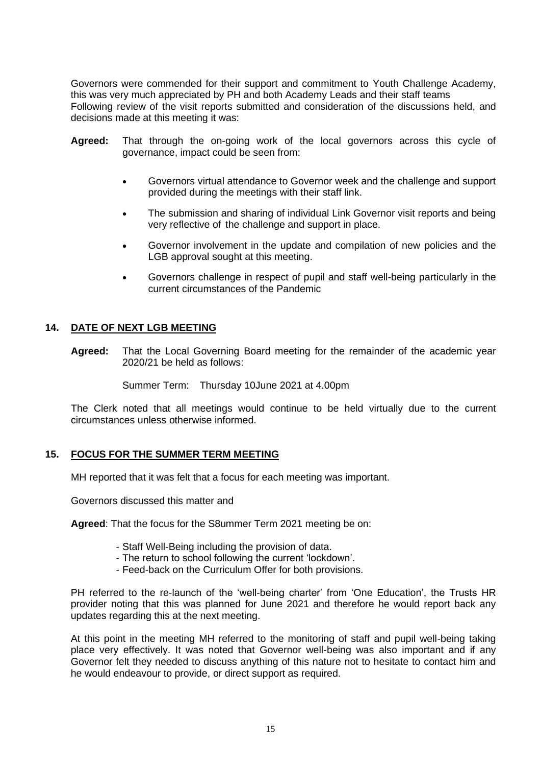Governors were commended for their support and commitment to Youth Challenge Academy, this was very much appreciated by PH and both Academy Leads and their staff teams
Following review of the visit reports submitted and consideration of the discussions held, and decisions made at this meeting it was:

**Agreed:** That through the on-going work of the local governors across this cycle of governance, impact could be seen from:

- Governors virtual attendance to Governor week and the challenge and support provided during the meetings with their staff link.
- The submission and sharing of individual Link Governor visit reports and being very reflective of the challenge and support in place.
- Governor involvement in the update and compilation of new policies and the LGB approval sought at this meeting.
- Governors challenge in respect of pupil and staff well-being particularly in the current circumstances of the Pandemic

## 14. DATE OF NEXT LGB MEETING

**Agreed:** That the Local Governing Board meeting for the remainder of the academic year 2020/21 be held as follows:

Summer Term: Thursday 10June 2021 at 4.00pm

The Clerk noted that all meetings would continue to be held virtually due to the current circumstances unless otherwise informed.

## 15. FOCUS FOR THE SUMMER TERM MEETING

MH reported that it was felt that a focus for each meeting was important.

Governors discussed this matter and

**Agreed**: That the focus for the S8ummer Term 2021 meeting be on:

- Staff Well-Being including the provision of data.
- The return to school following the current 'lockdown'.
- Feed-back on the Curriculum Offer for both provisions.

PH referred to the re-launch of the 'well-being charter' from 'One Education', the Trusts HR provider noting that this was planned for June 2021 and therefore he would report back any updates regarding this at the next meeting.

At this point in the meeting MH referred to the monitoring of staff and pupil well-being taking place very effectively. It was noted that Governor well-being was also important and if any Governor felt they needed to discuss anything of this nature not to hesitate to contact him and he would endeavour to provide, or direct support as required.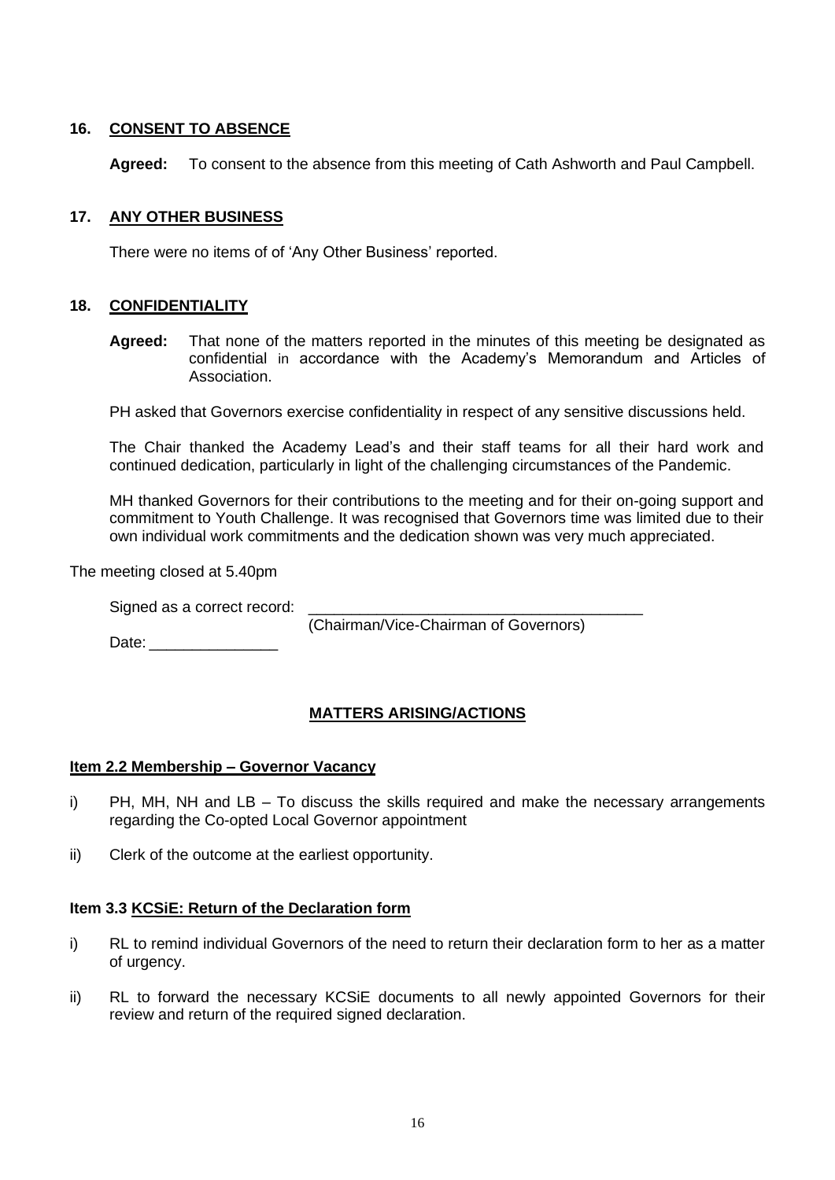## 16. CONSENT TO ABSENCE

**Agreed:** To consent to the absence from this meeting of Cath Ashworth and Paul Campbell.

## 17. ANY OTHER BUSINESS

There were no items of of 'Any Other Business' reported.

## 18. CONFIDENTIALITY

**Agreed:** That none of the matters reported in the minutes of this meeting be designated as confidential in accordance with the Academy's Memorandum and Articles of Association.

PH asked that Governors exercise confidentiality in respect of any sensitive discussions held.

The Chair thanked the Academy Lead's and their staff teams for all their hard work and continued dedication, particularly in light of the challenging circumstances of the Pandemic.

MH thanked Governors for their contributions to the meeting and for their on-going support and commitment to Youth Challenge. It was recognised that Governors time was limited due to their own individual work commitments and the dedication shown was very much appreciated.

The meeting closed at 5.40pm

Signed as a correct record: ________________________________________
(Chairman/Vice-Chairman of Governors)

Date: _______________

## MATTERS ARISING/ACTIONS

### Item 2.2 Membership – Governor Vacancy

i) PH, MH, NH and LB – To discuss the skills required and make the necessary arrangements regarding the Co-opted Local Governor appointment

ii) Clerk of the outcome at the earliest opportunity.

### Item 3.3 KCSiE: Return of the Declaration form

i) RL to remind individual Governors of the need to return their declaration form to her as a matter of urgency.

ii) RL to forward the necessary KCSiE documents to all newly appointed Governors for their review and return of the required signed declaration.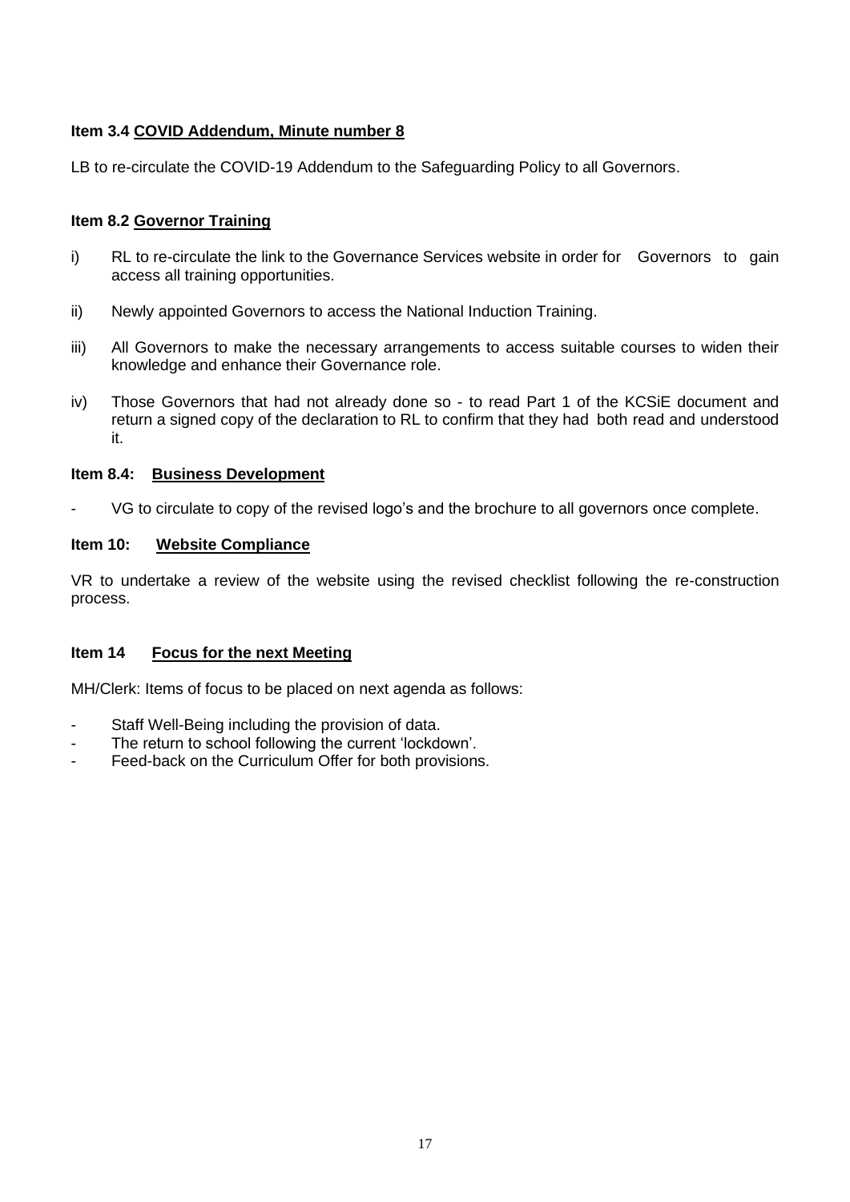**Item 3.4 <u>COVID Addendum, Minute number 8</u>**

LB to re-circulate the COVID-19 Addendum to the Safeguarding Policy to all Governors.

**Item 8.2 <u>Governor Training</u>**

i) RL to re-circulate the link to the Governance Services website in order for Governors to gain access all training opportunities.

ii) Newly appointed Governors to access the National Induction Training.

iii) All Governors to make the necessary arrangements to access suitable courses to widen their knowledge and enhance their Governance role.

iv) Those Governors that had not already done so - to read Part 1 of the KCSiE document and return a signed copy of the declaration to RL to confirm that they had both read and understood it.

**Item 8.4: <u>Business Development</u>**

- VG to circulate to copy of the revised logo's and the brochure to all governors once complete.

**Item 10: <u>Website Compliance</u>**

VR to undertake a review of the website using the revised checklist following the re-construction process.

**Item 14 <u>Focus for the next Meeting</u>**

MH/Clerk: Items of focus to be placed on next agenda as follows:

- Staff Well-Being including the provision of data.
- The return to school following the current 'lockdown'.
- Feed-back on the Curriculum Offer for both provisions.